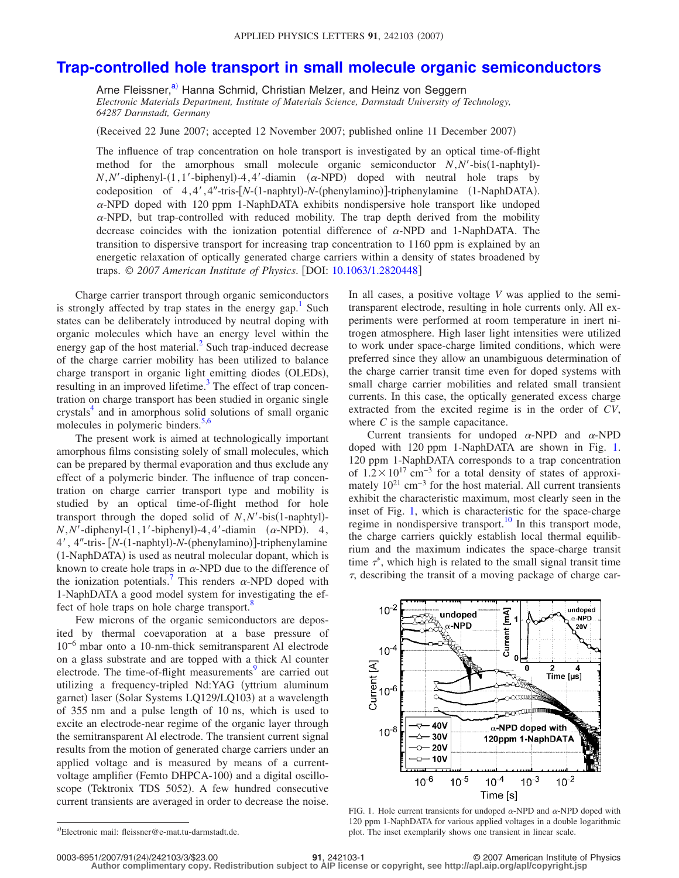# Trap-controlled hole transport in small molecule organic semiconductors

Arne Fleissner,[a)] Hanna Schmid, Christian Melzer, and Heinz von Seggern

*Electronic Materials Department, Institute of Materials Science, Darmstadt University of Technology, 64287 Darmstadt, Germany*

(Received 22 June 2007; accepted 12 November 2007; published online 11 December 2007)

The influence of trap concentration on hole transport is investigated by an optical time-of-flight method for the amorphous small molecule organic semiconductor $N,N'$-bis(1-naphtyl)-$N,N'$-diphenyl-(1,1′-biphenyl)-4,4′-diamin ($\alpha$-NPD) doped with neutral hole traps by codeposition of 4,4′,4″-tris-[$N$-(1-naphtyl)-$N$-(phenylamino)]-triphenylamine (1-NaphDATA). $\alpha$-NPD doped with 120 ppm 1-NaphDATA exhibits nondispersive hole transport like undoped $\alpha$-NPD, but trap-controlled with reduced mobility. The trap depth derived from the mobility decrease coincides with the ionization potential difference of $\alpha$-NPD and 1-NaphDATA. The transition to dispersive transport for increasing trap concentration to 1160 ppm is explained by an energetic relaxation of optically generated charge carriers within a density of states broadened by traps. © *2007 American Institute of Physics*. [DOI: 10.1063/1.2820448]

Charge carrier transport through organic semiconductors is strongly affected by trap states in the energy gap.[1] Such states can be deliberately introduced by neutral doping with organic molecules which have an energy level within the energy gap of the host material.[2] Such trap-induced decrease of the charge carrier mobility has been utilized to balance charge transport in organic light emitting diodes (OLEDs), resulting in an improved lifetime.[3] The effect of trap concentration on charge transport has been studied in organic single crystals[4] and in amorphous solid solutions of small organic molecules in polymeric binders.[5,6]

The present work is aimed at technologically important amorphous films consisting solely of small molecules, which can be prepared by thermal evaporation and thus exclude any effect of a polymeric binder. The influence of trap concentration on charge carrier transport type and mobility is studied by an optical time-of-flight method for hole transport through the doped solid of $N,N'$-bis(1-naphtyl)-$N,N'$-diphenyl-(1,1′-biphenyl)-4,4′-diamin ($\alpha$-NPD). 4, 4′, 4″-tris- [$N$-(1-naphtyl)-$N$-(phenylamino)]-triphenylamine (1-NaphDATA) is used as neutral molecular dopant, which is known to create hole traps in $\alpha$-NPD due to the difference of the ionization potentials.[7] This renders $\alpha$-NPD doped with 1-NaphDATA a good model system for investigating the effect of hole traps on hole charge transport.[8]

Few microns of the organic semiconductors are deposited by thermal coevaporation at a base pressure of $10^{-6}$ mbar onto a 10-nm-thick semitransparent Al electrode on a glass substrate and are topped with a thick Al counter electrode. The time-of-flight measurements[9] are carried out utilizing a frequency-tripled Nd:YAG (yttrium aluminum garnet) laser (Solar Systems LQ129/LQ103) at a wavelength of 355 nm and a pulse length of 10 ns, which is used to excite an electrode-near regime of the organic layer through the semitransparent Al electrode. The transient current signal results from the motion of generated charge carriers under an applied voltage and is measured by means of a current-voltage amplifier (Femto DHPCA-100) and a digital oscilloscope (Tektronix TDS 5052). A few hundred consecutive current transients are averaged in order to decrease the noise. In all cases, a positive voltage $V$ was applied to the semitransparent electrode, resulting in hole currents only. All experiments were performed at room temperature in inert nitrogen atmosphere. High laser light intensities were utilized to work under space-charge limited conditions, which were preferred since they allow an unambiguous determination of the charge carrier transit time even for doped systems with small charge carrier mobilities and related small transient currents. In this case, the optically generated excess charge extracted from the excited regime is in the order of $CV$, where $C$ is the sample capacitance.

Current transients for undoped $\alpha$-NPD and $\alpha$-NPD doped with 120 ppm 1-NaphDATA are shown in Fig. 1. 120 ppm 1-NaphDATA corresponds to a trap concentration of $1.2\times10^{17}$ cm$^{-3}$ for a total density of states of approximately $10^{21}$ cm$^{-3}$ for the host material. All current transients exhibit the characteristic maximum, most clearly seen in the inset of Fig. 1, which is characteristic for the space-charge regime in nondispersive transport.[10] In this transport mode, the charge carriers quickly establish local thermal equilibrium and the maximum indicates the space-charge transit time $\tau^*$, which high is related to the small signal transit time $\tau$, describing the transit of a moving package of charge car-

FIG. 1. Hole current transients for undoped $\alpha$-NPD and $\alpha$-NPD doped with 120 ppm 1-NaphDATA for various applied voltages in a double logarithmic plot. The inset exemplarily shows one transient in linear scale.

[a)]Electronic mail: fleissner@e-mat.tu-darmstadt.de.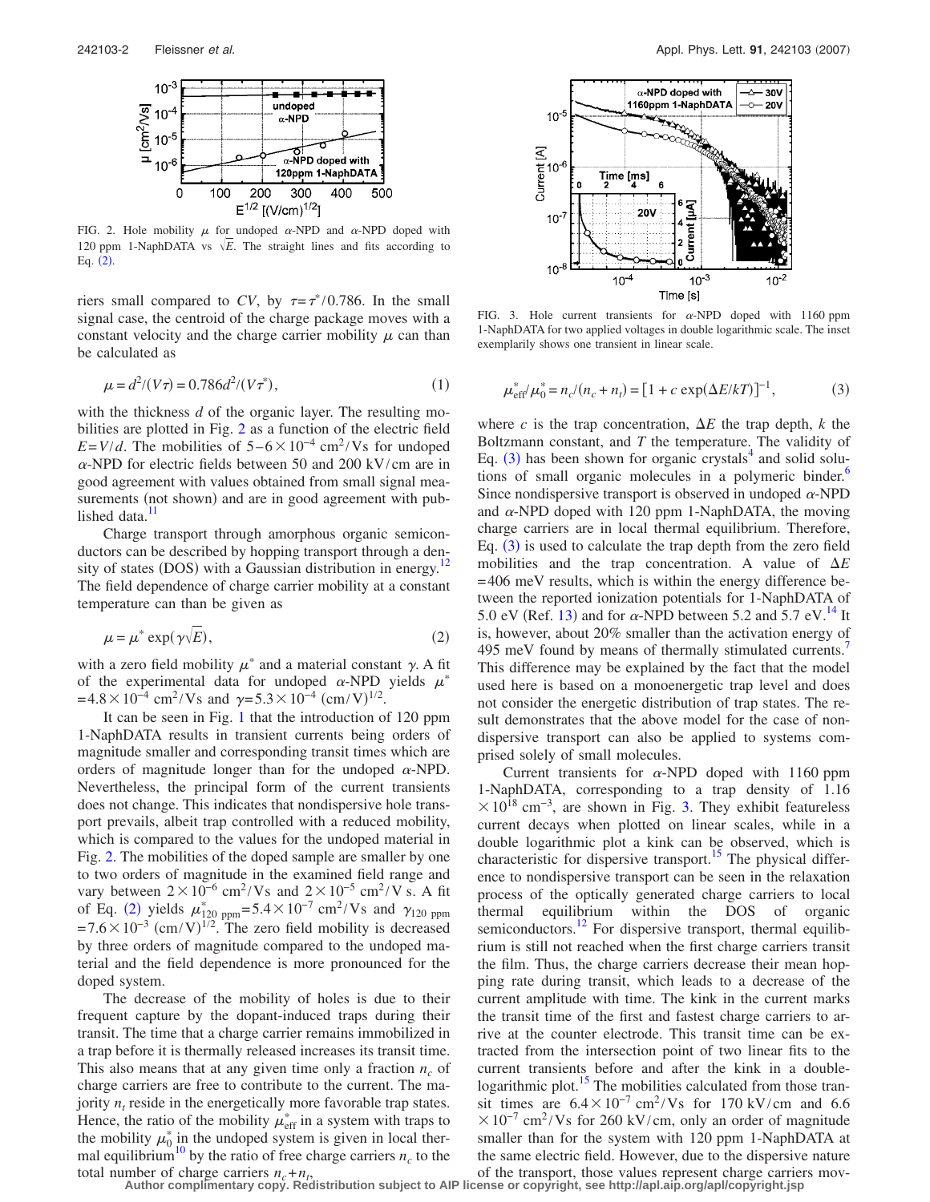FIG. 2. Hole mobility $\mu$ for undoped $\alpha$-NPD and $\alpha$-NPD doped with 120 ppm 1-NaphDATA vs $\sqrt{E}$. The straight lines and fits according to Eq. (2).

riers small compared to $CV$, by $\tau=\tau^*/0.786$. In the small signal case, the centroid of the charge package moves with a constant velocity and the charge carrier mobility $\mu$ can than be calculated as

$$\mu = d^2/(V\tau) = 0.786 d^2/(V\tau^*), \tag{1}$$

with the thickness $d$ of the organic layer. The resulting mobilities are plotted in Fig. 2 as a function of the electric field $E=V/d$. The mobilities of $5-6\times10^{-4}$ cm$^2$/Vs for undoped $\alpha$-NPD for electric fields between 50 and 200 kV/cm are in good agreement with values obtained from small signal measurements (not shown) and are in good agreement with published data.[11]

Charge transport through amorphous organic semiconductors can be described by hopping transport through a density of states (DOS) with a Gaussian distribution in energy.[12] The field dependence of charge carrier mobility at a constant temperature can than be given as

$$\mu = \mu^* \exp(\gamma\sqrt{E}), \tag{2}$$

with a zero field mobility $\mu^*$ and a material constant $\gamma$. A fit of the experimental data for undoped $\alpha$-NPD yields $\mu^* = 4.8\times10^{-4}$ cm$^2$/Vs and $\gamma=5.3\times10^{-4}$ (cm/V)$^{1/2}$.

It can be seen in Fig. 1 that the introduction of 120 ppm 1-NaphDATA results in transient currents being orders of magnitude smaller and corresponding transit times which are orders of magnitude longer than for the undoped $\alpha$-NPD. Nevertheless, the principal form of the current transients does not change. This indicates that nondispersive hole transport prevails, albeit trap controlled with a reduced mobility, which is compared to the values for the undoped material in Fig. 2. The mobilities of the doped sample are smaller by one to two orders of magnitude in the examined field range and vary between $2\times10^{-6}$ cm$^2$/Vs and $2\times10^{-5}$ cm$^2$/V s. A fit of Eq. (2) yields $\mu^*_{120\text{ ppm}}=5.4\times10^{-7}$ cm$^2$/Vs and $\gamma_{120\text{ ppm}} = 7.6\times10^{-3}$ (cm/V)$^{1/2}$. The zero field mobility is decreased by three orders of magnitude compared to the undoped material and the field dependence is more pronounced for the doped system.

The decrease of the mobility of holes is due to their frequent capture by the dopant-induced traps during their transit. The time that a charge carrier remains immobilized in a trap before it is thermally released increases its transit time. This also means that at any given time only a fraction $n_c$ of charge carriers are free to contribute to the current. The majority $n_t$ reside in the energetically more favorable trap states. Hence, the ratio of the mobility $\mu^*_{\text{eff}}$ in a system with traps to the mobility $\mu^*_0$ in the undoped system is given in local thermal equilibrium[10] by the ratio of free charge carriers $n_c$ to the total number of charge carriers $n_c+n_t$,

FIG. 3. Hole current transients for $\alpha$-NPD doped with 1160 ppm 1-NaphDATA for two applied voltages in double logarithmic scale. The inset exemplarily shows one transient in linear scale.

$$\mu^*_{\text{eff}}/\mu^*_0 = n_c/(n_c+n_t) = [1 + c\exp(\Delta E/kT)]^{-1}, \tag{3}$$

where $c$ is the trap concentration, $\Delta E$ the trap depth, $k$ the Boltzmann constant, and $T$ the temperature. The validity of Eq. (3) has been shown for organic crystals[4] and solid solutions of small organic molecules in a polymeric binder.[6] Since nondispersive transport is observed in undoped $\alpha$-NPD and $\alpha$-NPD doped with 120 ppm 1-NaphDATA, the moving charge carriers are in local thermal equilibrium. Therefore, Eq. (3) is used to calculate the trap depth from the zero field mobilities and the trap concentration. A value of $\Delta E = 406$ meV results, which is within the energy difference between the reported ionization potentials for 1-NaphDATA of 5.0 eV (Ref. 13) and for $\alpha$-NPD between 5.2 and 5.7 eV.[14] It is, however, about 20% smaller than the activation energy of 495 meV found by means of thermally stimulated currents.[7] This difference may be explained by the fact that the model used here is based on a monoenergetic trap level and does not consider the energetic distribution of trap states. The result demonstrates that the above model for the case of nondispersive transport can also be applied to systems comprised solely of small molecules.

Current transients for $\alpha$-NPD doped with 1160 ppm 1-NaphDATA, corresponding to a trap density of $1.16\times10^{18}$ cm$^{-3}$, are shown in Fig. 3. They exhibit featureless current decays when plotted on linear scales, while in a double logarithmic plot a kink can be observed, which is characteristic for dispersive transport.[15] The physical difference to nondispersive transport can be seen in the relaxation process of the optically generated charge carriers to local thermal equilibrium within the DOS of organic semiconductors.[12] For dispersive transport, thermal equilibrium is still not reached when the first charge carriers transit the film. Thus, the charge carriers decrease their mean hopping rate during transit, which leads to a decrease of the current amplitude with time. The kink in the current marks the transit time of the first and fastest charge carriers to arrive at the counter electrode. This transit time can be extracted from the intersection point of two linear fits to the current transients before and after the kink in a double-logarithmic plot.[15] The mobilities calculated from those transit times are $6.4\times10^{-7}$ cm$^2$/Vs for 170 kV/cm and $6.6\times10^{-7}$ cm$^2$/Vs for 260 kV/cm, only an order of magnitude smaller than for the system with 120 ppm 1-NaphDATA at the same electric field. However, due to the dispersive nature of the transport, those values represent charge carriers mov-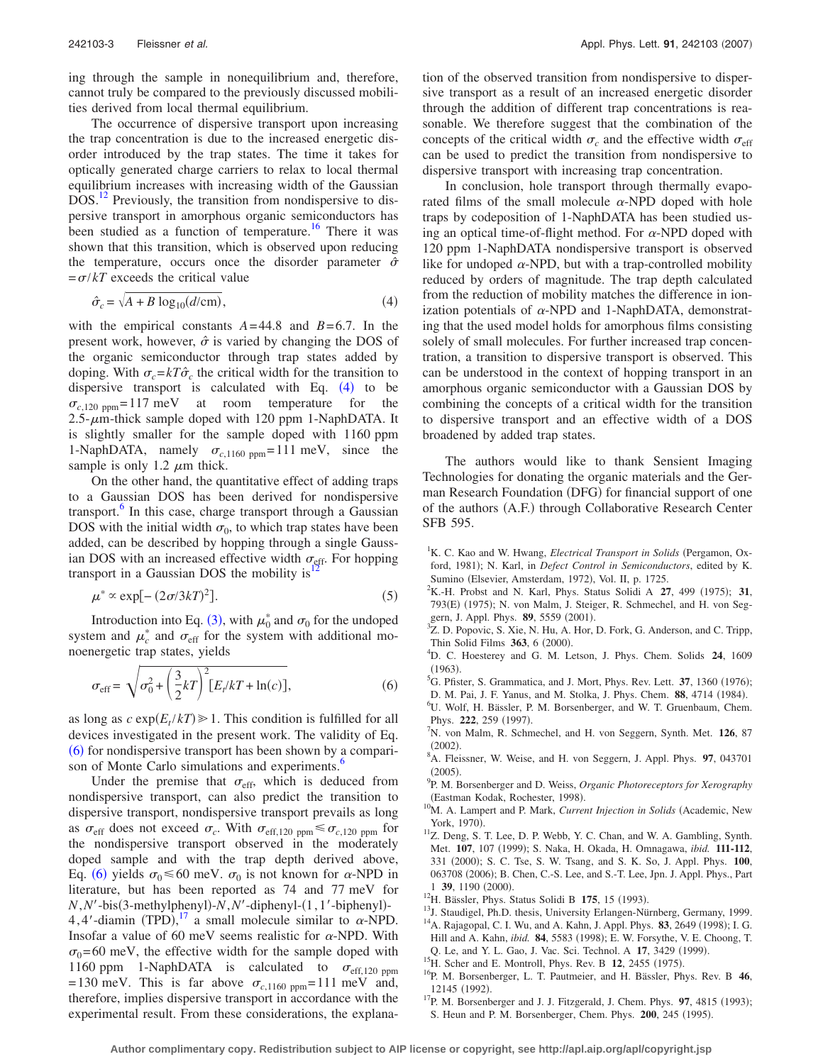ing through the sample in nonequilibrium and, therefore, cannot truly be compared to the previously discussed mobilities derived from local thermal equilibrium.

The occurrence of dispersive transport upon increasing the trap concentration is due to the increased energetic disorder introduced by the trap states. The time it takes for optically generated charge carriers to relax to local thermal equilibrium increases with increasing width of the Gaussian DOS.[12] Previously, the transition from nondispersive to dispersive transport in amorphous organic semiconductors has been studied as a function of temperature.[16] There it was shown that this transition, which is observed upon reducing the temperature, occurs once the disorder parameter $\hat{\sigma} = \sigma/kT$ exceeds the critical value

$$\hat{\sigma}_c = \sqrt{A + B\log_{10}(d/\text{cm})}, \tag{4}$$

with the empirical constants $A=44.8$ and $B=6.7$. In the present work, however, $\hat{\sigma}$ is varied by changing the DOS of the organic semiconductor through trap states added by doping. With $\sigma_c = kT\hat{\sigma}_c$ the critical width for the transition to dispersive transport is calculated with Eq. (4) to be $\sigma_{c,120\text{ ppm}} = 117$ meV at room temperature for the 2.5-$\mu$m-thick sample doped with 120 ppm 1-NaphDATA. It is slightly smaller for the sample doped with 1160 ppm 1-NaphDATA, namely $\sigma_{c,1160\text{ ppm}} = 111$ meV, since the sample is only 1.2 $\mu$m thick.

On the other hand, the quantitative effect of adding traps to a Gaussian DOS has been derived for nondispersive transport.[6] In this case, charge transport through a Gaussian DOS with the initial width $\sigma_0$, to which trap states have been added, can be described by hopping through a single Gaussian DOS with an increased effective width $\sigma_{\text{eff}}$. For hopping transport in a Gaussian DOS the mobility is[12]

$$\mu^* \propto \exp[-(2\sigma/3kT)^2]. \tag{5}$$

Introduction into Eq. (3), with $\mu_0^*$ and $\sigma_0$ for the undoped system and $\mu_c^*$ and $\sigma_{\text{eff}}$ for the system with additional monoenergetic trap states, yields

$$\sigma_{\text{eff}} = \sqrt{\sigma_0^2 + \left(\frac{3}{2}kT\right)^2 [E_t/kT + \ln(c)]}, \tag{6}$$

as long as $c\exp(E_t/kT) \gg 1$. This condition is fulfilled for all devices investigated in the present work. The validity of Eq. (6) for nondispersive transport has been shown by a comparison of Monte Carlo simulations and experiments.[6]

Under the premise that $\sigma_{\text{eff}}$, which is deduced from nondispersive transport, can also predict the transition to dispersive transport, nondispersive transport prevails as long as $\sigma_{\text{eff}}$ does not exceed $\sigma_c$. With $\sigma_{\text{eff},120\text{ ppm}} \leq \sigma_{c,120\text{ ppm}}$ for the nondispersive transport observed in the moderately doped sample and with the trap depth derived above, Eq. (6) yields $\sigma_0 \leq 60$ meV. $\sigma_0$ is not known for $\alpha$-NPD in literature, but has been reported as 74 and 77 meV for $N,N'$-bis(3-methylphenyl)-$N,N'$-diphenyl-(1,1′-biphenyl)-4,4′-diamin (TPD),[17] a small molecule similar to $\alpha$-NPD. Insofar a value of 60 meV seems realistic for $\alpha$-NPD. With $\sigma_0 = 60$ meV, the effective width for the sample doped with 1160 ppm 1-NaphDATA is calculated to $\sigma_{\text{eff},120\text{ ppm}} = 130$ meV. This is far above $\sigma_{c,1160\text{ ppm}} = 111$ meV and, therefore, implies dispersive transport in accordance with the experimental result. From these considerations, the explanation of the observed transition from nondispersive to dispersive transport as a result of an increased energetic disorder through the addition of different trap concentrations is reasonable. We therefore suggest that the combination of the concepts of the critical width $\sigma_c$ and the effective width $\sigma_{\text{eff}}$ can be used to predict the transition from nondispersive to dispersive transport with increasing trap concentration.

In conclusion, hole transport through thermally evaporated films of the small molecule $\alpha$-NPD doped with hole traps by codeposition of 1-NaphDATA has been studied using an optical time-of-flight method. For $\alpha$-NPD doped with 120 ppm 1-NaphDATA nondispersive transport is observed like for undoped $\alpha$-NPD, but with a trap-controlled mobility reduced by orders of magnitude. The trap depth calculated from the reduction of mobility matches the difference in ionization potentials of $\alpha$-NPD and 1-NaphDATA, demonstrating that the used model holds for amorphous films consisting solely of small molecules. For further increased trap concentration, a transition to dispersive transport is observed. This can be understood in the context of hopping transport in an amorphous organic semiconductor with a Gaussian DOS by combining the concepts of a critical width for the transition to dispersive transport and an effective width of a DOS broadened by added trap states.

The authors would like to thank Sensient Imaging Technologies for donating the organic materials and the German Research Foundation (DFG) for financial support of one of the authors (A.F.) through Collaborative Research Center SFB 595.

[1] K. C. Kao and W. Hwang, *Electrical Transport in Solids* (Pergamon, Oxford, 1981); N. Karl, in *Defect Control in Semiconductors*, edited by K. Sumino (Elsevier, Amsterdam, 1972), Vol. II, p. 1725.

[2] K.-H. Probst and N. Karl, Phys. Status Solidi A **27**, 499 (1975); **31**, 793(E) (1975); N. von Malm, J. Steiger, R. Schmechel, and H. von Seggern, J. Appl. Phys. **89**, 5559 (2001).

[3] Z. D. Popovic, S. Xie, N. Hu, A. Hor, D. Fork, G. Anderson, and C. Tripp, Thin Solid Films **363**, 6 (2000).

[4] D. C. Hoesterey and G. M. Letson, J. Phys. Chem. Solids **24**, 1609 (1963).

[5] G. Pfister, S. Grammatica, and J. Mort, Phys. Rev. Lett. **37**, 1360 (1976); D. M. Pai, J. F. Yanus, and M. Stolka, J. Phys. Chem. **88**, 4714 (1984).

[6] U. Wolf, H. Bässler, P. M. Borsenberger, and W. T. Gruenbaum, Chem. Phys. **222**, 259 (1997).

[7] N. von Malm, R. Schmechel, and H. von Seggern, Synth. Met. **126**, 87 (2002).

[8] A. Fleissner, W. Weise, and H. von Seggern, J. Appl. Phys. **97**, 043701 (2005).

[9] P. M. Borsenberger and D. Weiss, *Organic Photoreceptors for Xerography* (Eastman Kodak, Rochester, 1998).

[10] M. A. Lampert and P. Mark, *Current Injection in Solids* (Academic, New York, 1970).

[11] Z. Deng, S. T. Lee, D. P. Webb, Y. C. Chan, and W. A. Gambling, Synth. Met. **107**, 107 (1999); S. Naka, H. Okada, H. Omnagawa, *ibid.* **111-112**, 331 (2000); S. C. Tse, S. W. Tsang, and S. K. So, J. Appl. Phys. **100**, 063708 (2006); B. Chen, C.-S. Lee, and S.-T. Lee, Jpn. J. Appl. Phys., Part 1 **39**, 1190 (2000).

[12] H. Bässler, Phys. Status Solidi B **175**, 15 (1993).

[13] J. Staudigel, Ph.D. thesis, University Erlangen-Nürnberg, Germany, 1999.

[14] A. Rajagopal, C. I. Wu, and A. Kahn, J. Appl. Phys. **83**, 2649 (1998); I. G. Hill and A. Kahn, *ibid.* **84**, 5583 (1998); E. W. Forsythe, V. E. Choong, T. Q. Le, and Y. L. Gao, J. Vac. Sci. Technol. A **17**, 3429 (1999).

[15] H. Scher and E. Montroll, Phys. Rev. B **12**, 2455 (1975).

[16] P. M. Borsenberger, L. T. Pautmeier, and H. Bässler, Phys. Rev. B **46**, 12145 (1992).

[17] P. M. Borsenberger and J. J. Fitzgerald, J. Chem. Phys. **97**, 4815 (1993); S. Heun and P. M. Borsenberger, Chem. Phys. **200**, 245 (1995).

Author complimentary copy. Redistribution subject to AIP license or copyright, see http://apl.aip.org/apl/copyright.jsp